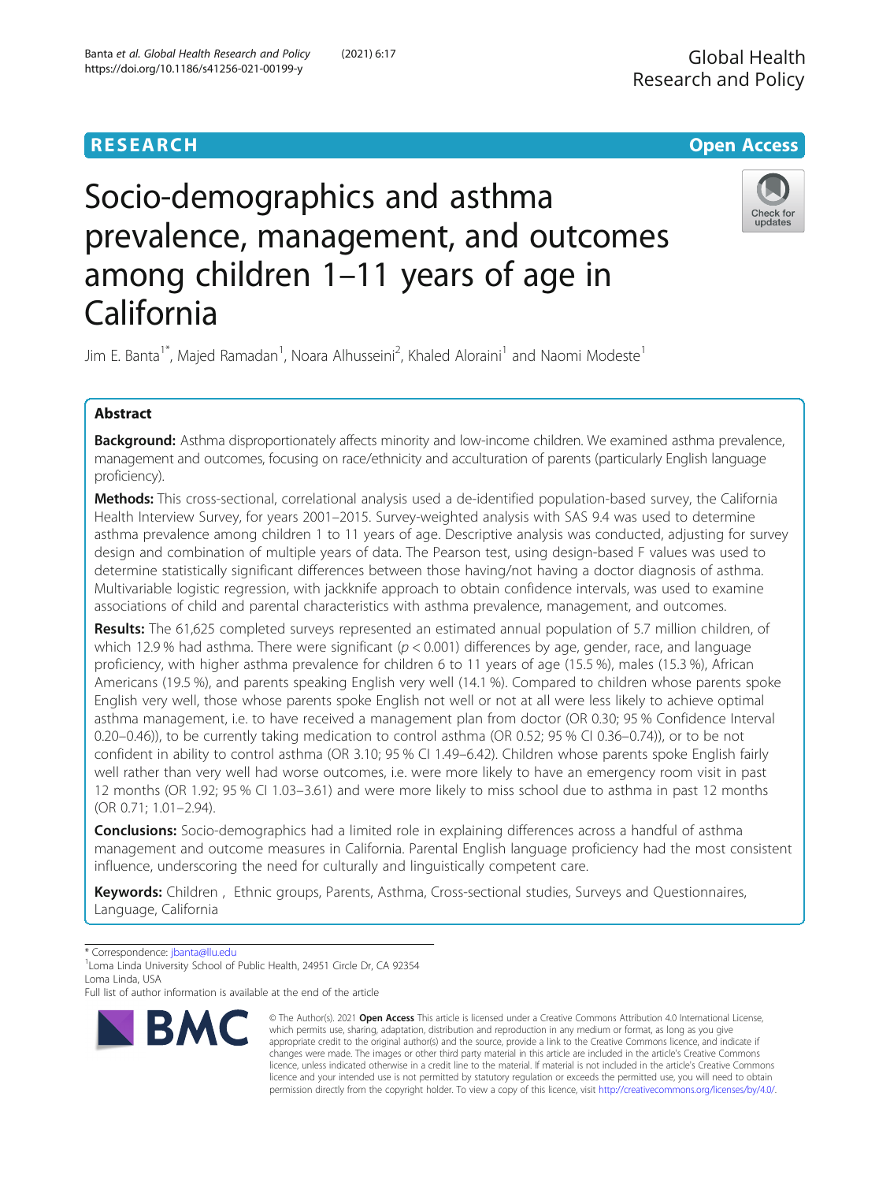RESEARCH

Open Access

# Socio-demographics and asthma prevalence, management, and outcomes among children 1–11 years of age in California

Jim E. Banta[1*], Majed Ramadan[1], Noara Alhusseini[2], Khaled Aloraini[1] and Naomi Modeste[1]

## Abstract

**Background:** Asthma disproportionately affects minority and low-income children. We examined asthma prevalence, management and outcomes, focusing on race/ethnicity and acculturation of parents (particularly English language proficiency).

**Methods:** This cross-sectional, correlational analysis used a de-identified population-based survey, the California Health Interview Survey, for years 2001–2015. Survey-weighted analysis with SAS 9.4 was used to determine asthma prevalence among children 1 to 11 years of age. Descriptive analysis was conducted, adjusting for survey design and combination of multiple years of data. The Pearson test, using design-based F values was used to determine statistically significant differences between those having/not having a doctor diagnosis of asthma. Multivariable logistic regression, with jackknife approach to obtain confidence intervals, was used to examine associations of child and parental characteristics with asthma prevalence, management, and outcomes.

**Results:** The 61,625 completed surveys represented an estimated annual population of 5.7 million children, of which 12.9 % had asthma. There were significant ($p < 0.001$) differences by age, gender, race, and language proficiency, with higher asthma prevalence for children 6 to 11 years of age (15.5 %), males (15.3 %), African Americans (19.5 %), and parents speaking English very well (14.1 %). Compared to children whose parents spoke English very well, those whose parents spoke English not well or not at all were less likely to achieve optimal asthma management, i.e. to have received a management plan from doctor (OR 0.30; 95 % Confidence Interval 0.20–0.46)), to be currently taking medication to control asthma (OR 0.52; 95 % CI 0.36–0.74)), or to be not confident in ability to control asthma (OR 3.10; 95 % CI 1.49–6.42). Children whose parents spoke English fairly well rather than very well had worse outcomes, i.e. were more likely to have an emergency room visit in past 12 months (OR 1.92; 95 % CI 1.03–3.61) and were more likely to miss school due to asthma in past 12 months (OR 0.71; 1.01–2.94).

**Conclusions:** Socio-demographics had a limited role in explaining differences across a handful of asthma management and outcome measures in California. Parental English language proficiency had the most consistent influence, underscoring the need for culturally and linguistically competent care.

**Keywords:** Children , Ethnic groups, Parents, Asthma, Cross-sectional studies, Surveys and Questionnaires, Language, California

---

\* Correspondence: jbanta@llu.edu
[1]Loma Linda University School of Public Health, 24951 Circle Dr, CA 92354 Loma Linda, USA
Full list of author information is available at the end of the article

© The Author(s). 2021 **Open Access** This article is licensed under a Creative Commons Attribution 4.0 International License, which permits use, sharing, adaptation, distribution and reproduction in any medium or format, as long as you give appropriate credit to the original author(s) and the source, provide a link to the Creative Commons licence, and indicate if changes were made. The images or other third party material in this article are included in the article's Creative Commons licence, unless indicated otherwise in a credit line to the material. If material is not included in the article's Creative Commons licence and your intended use is not permitted by statutory regulation or exceeds the permitted use, you will need to obtain permission directly from the copyright holder. To view a copy of this licence, visit http://creativecommons.org/licenses/by/4.0/.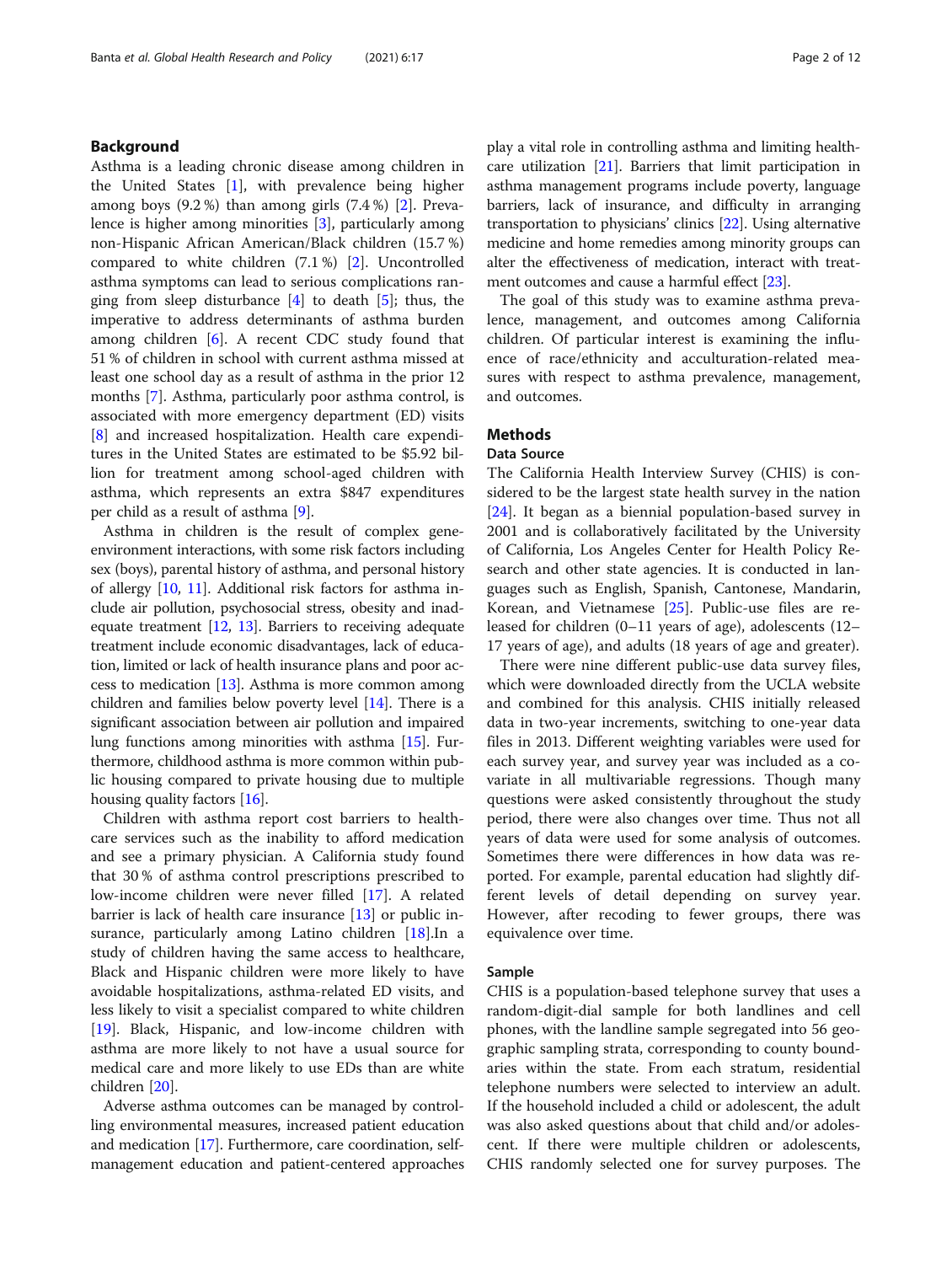## Background

Asthma is a leading chronic disease among children in the United States [1], with prevalence being higher among boys (9.2 %) than among girls (7.4 %) [2]. Prevalence is higher among minorities [3], particularly among non-Hispanic African American/Black children (15.7 %) compared to white children (7.1 %) [2]. Uncontrolled asthma symptoms can lead to serious complications ranging from sleep disturbance [4] to death [5]; thus, the imperative to address determinants of asthma burden among children [6]. A recent CDC study found that 51 % of children in school with current asthma missed at least one school day as a result of asthma in the prior 12 months [7]. Asthma, particularly poor asthma control, is associated with more emergency department (ED) visits [8] and increased hospitalization. Health care expenditures in the United States are estimated to be $5.92 billion for treatment among school-aged children with asthma, which represents an extra $847 expenditures per child as a result of asthma [9].

Asthma in children is the result of complex gene-environment interactions, with some risk factors including sex (boys), parental history of asthma, and personal history of allergy [10, 11]. Additional risk factors for asthma include air pollution, psychosocial stress, obesity and inadequate treatment [12, 13]. Barriers to receiving adequate treatment include economic disadvantages, lack of education, limited or lack of health insurance plans and poor access to medication [13]. Asthma is more common among children and families below poverty level [14]. There is a significant association between air pollution and impaired lung functions among minorities with asthma [15]. Furthermore, childhood asthma is more common within public housing compared to private housing due to multiple housing quality factors [16].

Children with asthma report cost barriers to healthcare services such as the inability to afford medication and see a primary physician. A California study found that 30 % of asthma control prescriptions prescribed to low-income children were never filled [17]. A related barrier is lack of health care insurance [13] or public insurance, particularly among Latino children [18].In a study of children having the same access to healthcare, Black and Hispanic children were more likely to have avoidable hospitalizations, asthma-related ED visits, and less likely to visit a specialist compared to white children [19]. Black, Hispanic, and low-income children with asthma are more likely to not have a usual source for medical care and more likely to use EDs than are white children [20].

Adverse asthma outcomes can be managed by controlling environmental measures, increased patient education and medication [17]. Furthermore, care coordination, self-management education and patient-centered approaches play a vital role in controlling asthma and limiting healthcare utilization [21]. Barriers that limit participation in asthma management programs include poverty, language barriers, lack of insurance, and difficulty in arranging transportation to physicians' clinics [22]. Using alternative medicine and home remedies among minority groups can alter the effectiveness of medication, interact with treatment outcomes and cause a harmful effect [23].

The goal of this study was to examine asthma prevalence, management, and outcomes among California children. Of particular interest is examining the influence of race/ethnicity and acculturation-related measures with respect to asthma prevalence, management, and outcomes.

## Methods

### Data Source

The California Health Interview Survey (CHIS) is considered to be the largest state health survey in the nation [24]. It began as a biennial population-based survey in 2001 and is collaboratively facilitated by the University of California, Los Angeles Center for Health Policy Research and other state agencies. It is conducted in languages such as English, Spanish, Cantonese, Mandarin, Korean, and Vietnamese [25]. Public-use files are released for children (0–11 years of age), adolescents (12–17 years of age), and adults (18 years of age and greater).

There were nine different public-use data survey files, which were downloaded directly from the UCLA website and combined for this analysis. CHIS initially released data in two-year increments, switching to one-year data files in 2013. Different weighting variables were used for each survey year, and survey year was included as a covariate in all multivariable regressions. Though many questions were asked consistently throughout the study period, there were also changes over time. Thus not all years of data were used for some analysis of outcomes. Sometimes there were differences in how data was reported. For example, parental education had slightly different levels of detail depending on survey year. However, after recoding to fewer groups, there was equivalence over time.

### Sample

CHIS is a population-based telephone survey that uses a random-digit-dial sample for both landlines and cell phones, with the landline sample segregated into 56 geographic sampling strata, corresponding to county boundaries within the state. From each stratum, residential telephone numbers were selected to interview an adult. If the household included a child or adolescent, the adult was also asked questions about that child and/or adolescent. If there were multiple children or adolescents, CHIS randomly selected one for survey purposes. The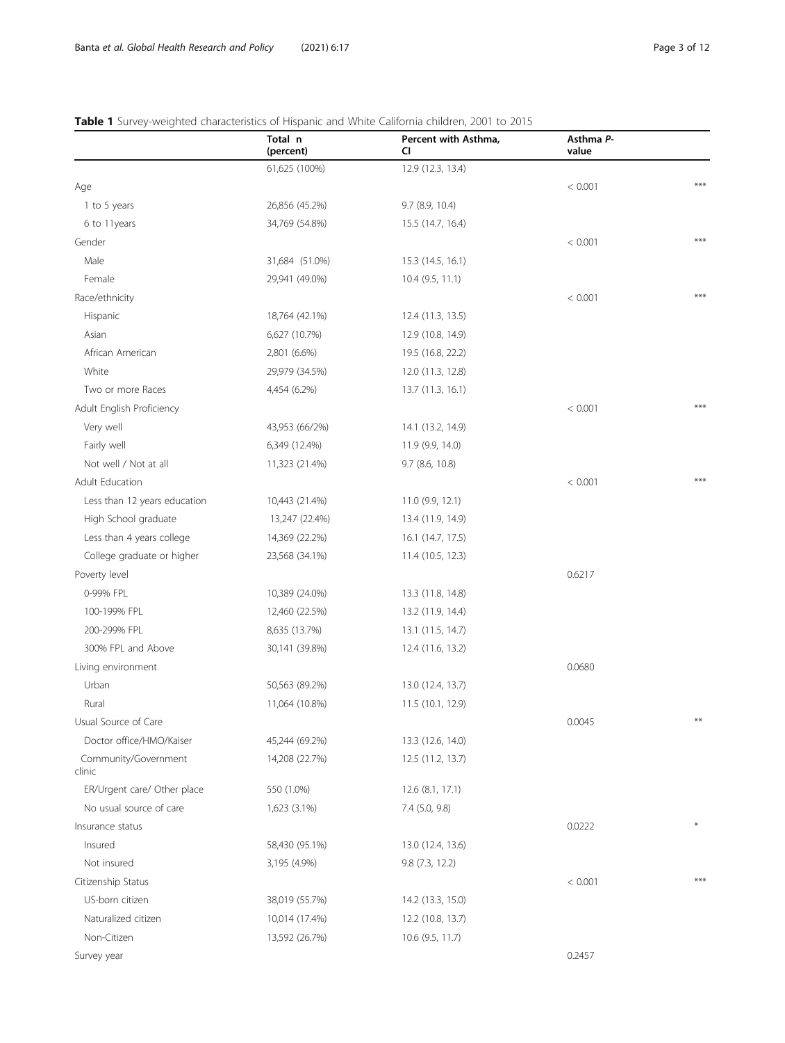**Table 1** Survey-weighted characteristics of Hispanic and White California children, 2001 to 2015

| | Total n (percent) | Percent with Asthma, CI | Asthma P-value | |
|---|---|---|---|---|
| | 61,625 (100%) | 12.9 (12.3, 13.4) | | |
| Age | | | < 0.001 | *** |
| 1 to 5 years | 26,856 (45.2%) | 9.7 (8.9, 10.4) | | |
| 6 to 11years | 34,769 (54.8%) | 15.5 (14.7, 16.4) | | |
| Gender | | | < 0.001 | *** |
| Male | 31,684 (51.0%) | 15.3 (14.5, 16.1) | | |
| Female | 29,941 (49.0%) | 10.4 (9.5, 11.1) | | |
| Race/ethnicity | | | < 0.001 | *** |
| Hispanic | 18,764 (42.1%) | 12.4 (11.3, 13.5) | | |
| Asian | 6,627 (10.7%) | 12.9 (10.8, 14.9) | | |
| African American | 2,801 (6.6%) | 19.5 (16.8, 22.2) | | |
| White | 29,979 (34.5%) | 12.0 (11.3, 12.8) | | |
| Two or more Races | 4,454 (6.2%) | 13.7 (11.3, 16.1) | | |
| Adult English Proficiency | | | < 0.001 | *** |
| Very well | 43,953 (66/2%) | 14.1 (13.2, 14.9) | | |
| Fairly well | 6,349 (12.4%) | 11.9 (9.9, 14.0) | | |
| Not well / Not at all | 11,323 (21.4%) | 9.7 (8.6, 10.8) | | |
| Adult Education | | | < 0.001 | *** |
| Less than 12 years education | 10,443 (21.4%) | 11.0 (9.9, 12.1) | | |
| High School graduate | 13,247 (22.4%) | 13.4 (11.9, 14.9) | | |
| Less than 4 years college | 14,369 (22.2%) | 16.1 (14.7, 17.5) | | |
| College graduate or higher | 23,568 (34.1%) | 11.4 (10.5, 12.3) | | |
| Poverty level | | | 0.6217 | |
| 0-99% FPL | 10,389 (24.0%) | 13.3 (11.8, 14.8) | | |
| 100-199% FPL | 12,460 (22.5%) | 13.2 (11.9, 14.4) | | |
| 200-299% FPL | 8,635 (13.7%) | 13.1 (11.5, 14.7) | | |
| 300% FPL and Above | 30,141 (39.8%) | 12.4 (11.6, 13.2) | | |
| Living environment | | | 0.0680 | |
| Urban | 50,563 (89.2%) | 13.0 (12.4, 13.7) | | |
| Rural | 11,064 (10.8%) | 11.5 (10.1, 12.9) | | |
| Usual Source of Care | | | 0.0045 | ** |
| Doctor office/HMO/Kaiser | 45,244 (69.2%) | 13.3 (12.6, 14.0) | | |
| Community/Government clinic | 14,208 (22.7%) | 12.5 (11.2, 13.7) | | |
| ER/Urgent care/ Other place | 550 (1.0%) | 12.6 (8.1, 17.1) | | |
| No usual source of care | 1,623 (3.1%) | 7.4 (5.0, 9.8) | | |
| Insurance status | | | 0.0222 | * |
| Insured | 58,430 (95.1%) | 13.0 (12.4, 13.6) | | |
| Not insured | 3,195 (4.9%) | 9.8 (7.3, 12.2) | | |
| Citizenship Status | | | < 0.001 | *** |
| US-born citizen | 38,019 (55.7%) | 14.2 (13.3, 15.0) | | |
| Naturalized citizen | 10,014 (17.4%) | 12.2 (10.8, 13.7) | | |
| Non-Citizen | 13,592 (26.7%) | 10.6 (9.5, 11.7) | | |
| Survey year | | | 0.2457 | |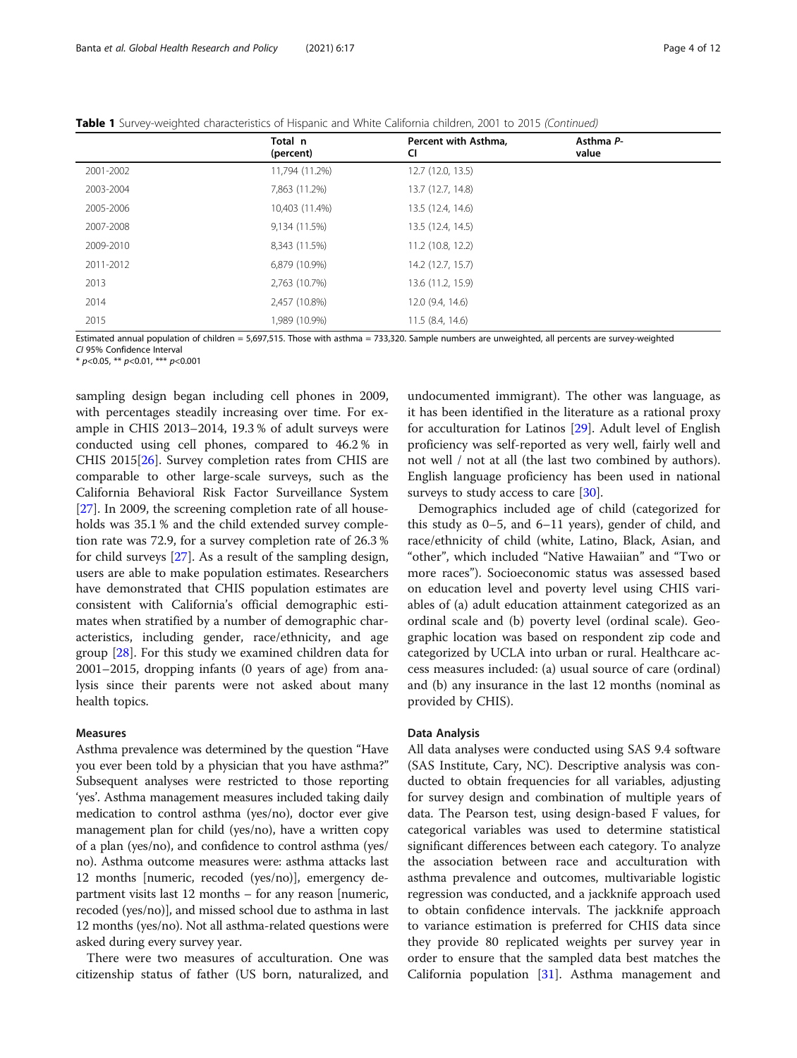**Table 1** Survey-weighted characteristics of Hispanic and White California children, 2001 to 2015 *(Continued)*

| | Total n (percent) | Percent with Asthma, CI | Asthma P-value |
|---|---|---|---|
| 2001-2002 | 11,794 (11.2%) | 12.7 (12.0, 13.5) | |
| 2003-2004 | 7,863 (11.2%) | 13.7 (12.7, 14.8) | |
| 2005-2006 | 10,403 (11.4%) | 13.5 (12.4, 14.6) | |
| 2007-2008 | 9,134 (11.5%) | 13.5 (12.4, 14.5) | |
| 2009-2010 | 8,343 (11.5%) | 11.2 (10.8, 12.2) | |
| 2011-2012 | 6,879 (10.9%) | 14.2 (12.7, 15.7) | |
| 2013 | 2,763 (10.7%) | 13.6 (11.2, 15.9) | |
| 2014 | 2,457 (10.8%) | 12.0 (9.4, 14.6) | |
| 2015 | 1,989 (10.9%) | 11.5 (8.4, 14.6) | |

Estimated annual population of children = 5,697,515. Those with asthma = 733,320. Sample numbers are unweighted, all percents are survey-weighted
*CI* 95% Confidence Interval
* $p<0.05$, ** $p<0.01$, *** $p<0.001$

sampling design began including cell phones in 2009, with percentages steadily increasing over time. For example in CHIS 2013–2014, 19.3 % of adult surveys were conducted using cell phones, compared to 46.2 % in CHIS 2015[26]. Survey completion rates from CHIS are comparable to other large-scale surveys, such as the California Behavioral Risk Factor Surveillance System [27]. In 2009, the screening completion rate of all households was 35.1 % and the child extended survey completion rate was 72.9, for a survey completion rate of 26.3 % for child surveys [27]. As a result of the sampling design, users are able to make population estimates. Researchers have demonstrated that CHIS population estimates are consistent with California's official demographic estimates when stratified by a number of demographic characteristics, including gender, race/ethnicity, and age group [28]. For this study we examined children data for 2001–2015, dropping infants (0 years of age) from analysis since their parents were not asked about many health topics.

### Measures

Asthma prevalence was determined by the question "Have you ever been told by a physician that you have asthma?" Subsequent analyses were restricted to those reporting 'yes'. Asthma management measures included taking daily medication to control asthma (yes/no), doctor ever give management plan for child (yes/no), have a written copy of a plan (yes/no), and confidence to control asthma (yes/no). Asthma outcome measures were: asthma attacks last 12 months [numeric, recoded (yes/no)], emergency department visits last 12 months – for any reason [numeric, recoded (yes/no)], and missed school due to asthma in last 12 months (yes/no). Not all asthma-related questions were asked during every survey year.

There were two measures of acculturation. One was citizenship status of father (US born, naturalized, and undocumented immigrant). The other was language, as it has been identified in the literature as a rational proxy for acculturation for Latinos [29]. Adult level of English proficiency was self-reported as very well, fairly well and not well / not at all (the last two combined by authors). English language proficiency has been used in national surveys to study access to care [30].

Demographics included age of child (categorized for this study as 0–5, and 6–11 years), gender of child, and race/ethnicity of child (white, Latino, Black, Asian, and "other", which included "Native Hawaiian" and "Two or more races"). Socioeconomic status was assessed based on education level and poverty level using CHIS variables of (a) adult education attainment categorized as an ordinal scale and (b) poverty level (ordinal scale). Geographic location was based on respondent zip code and categorized by UCLA into urban or rural. Healthcare access measures included: (a) usual source of care (ordinal) and (b) any insurance in the last 12 months (nominal as provided by CHIS).

### Data Analysis

All data analyses were conducted using SAS 9.4 software (SAS Institute, Cary, NC). Descriptive analysis was conducted to obtain frequencies for all variables, adjusting for survey design and combination of multiple years of data. The Pearson test, using design-based F values, for categorical variables was used to determine statistical significant differences between each category. To analyze the association between race and acculturation with asthma prevalence and outcomes, multivariable logistic regression was conducted, and a jackknife approach used to obtain confidence intervals. The jackknife approach to variance estimation is preferred for CHIS data since they provide 80 replicated weights per survey year in order to ensure that the sampled data best matches the California population [31]. Asthma management and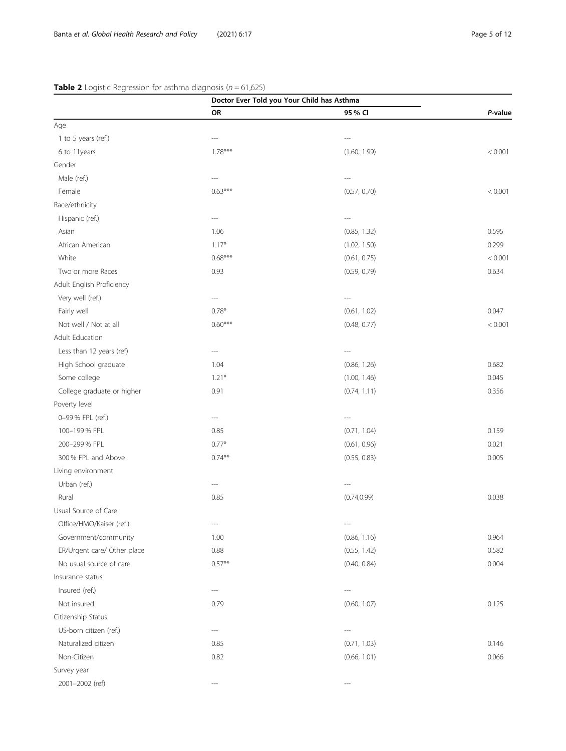**Table 2** Logistic Regression for asthma diagnosis ($n = 61,625$)

| | Doctor Ever Told you Your Child has Asthma | | |
|---|---|---|---|
| | OR | 95 % CI | *P*-value |
| Age | | | |
| 1 to 5 years (ref.) | --- | --- | |
| 6 to 11years | 1.78*** | (1.60, 1.99) | < 0.001 |
| Gender | | | |
| Male (ref.) | --- | --- | |
| Female | 0.63*** | (0.57, 0.70) | < 0.001 |
| Race/ethnicity | | | |
| Hispanic (ref.) | --- | --- | |
| Asian | 1.06 | (0.85, 1.32) | 0.595 |
| African American | 1.17* | (1.02, 1.50) | 0.299 |
| White | 0.68*** | (0.61, 0.75) | < 0.001 |
| Two or more Races | 0.93 | (0.59, 0.79) | 0.634 |
| Adult English Proficiency | | | |
| Very well (ref.) | --- | --- | |
| Fairly well | 0.78* | (0.61, 1.02) | 0.047 |
| Not well / Not at all | 0.60*** | (0.48, 0.77) | < 0.001 |
| Adult Education | | | |
| Less than 12 years (ref) | --- | --- | |
| High School graduate | 1.04 | (0.86, 1.26) | 0.682 |
| Some college | 1.21* | (1.00, 1.46) | 0.045 |
| College graduate or higher | 0.91 | (0.74, 1.11) | 0.356 |
| Poverty level | | | |
| 0–99 % FPL (ref.) | --- | --- | |
| 100–199 % FPL | 0.85 | (0.71, 1.04) | 0.159 |
| 200–299 % FPL | 0.77* | (0.61, 0.96) | 0.021 |
| 300 % FPL and Above | 0.74** | (0.55, 0.83) | 0.005 |
| Living environment | | | |
| Urban (ref.) | --- | --- | |
| Rural | 0.85 | (0.74,0.99) | 0.038 |
| Usual Source of Care | | | |
| Office/HMO/Kaiser (ref.) | --- | --- | |
| Government/community | 1.00 | (0.86, 1.16) | 0.964 |
| ER/Urgent care/ Other place | 0.88 | (0.55, 1.42) | 0.582 |
| No usual source of care | 0.57** | (0.40, 0.84) | 0.004 |
| Insurance status | | | |
| Insured (ref.) | --- | --- | |
| Not insured | 0.79 | (0.60, 1.07) | 0.125 |
| Citizenship Status | | | |
| US-born citizen (ref.) | --- | --- | |
| Naturalized citizen | 0.85 | (0.71, 1.03) | 0.146 |
| Non-Citizen | 0.82 | (0.66, 1.01) | 0.066 |
| Survey year | | | |
| 2001–2002 (ref) | --- | --- | |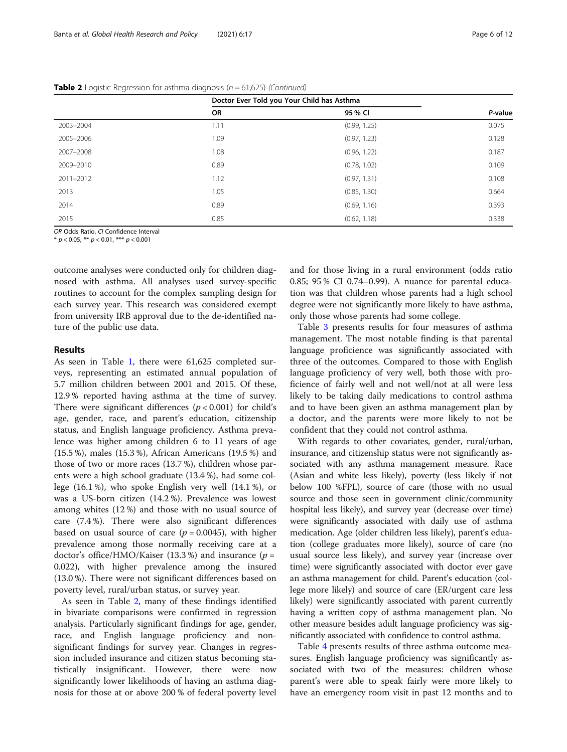**Table 2** Logistic Regression for asthma diagnosis ($n = 61,625$) *(Continued)*

| | Doctor Ever Told you Your Child has Asthma | | |
|---|---|---|---|
| | OR | 95 % CI | *P*-value |
| 2003–2004 | 1.11 | (0.99, 1.25) | 0.075 |
| 2005–2006 | 1.09 | (0.97, 1.23) | 0.128 |
| 2007–2008 | 1.08 | (0.96, 1.22) | 0.187 |
| 2009–2010 | 0.89 | (0.78, 1.02) | 0.109 |
| 2011–2012 | 1.12 | (0.97, 1.31) | 0.108 |
| 2013 | 1.05 | (0.85, 1.30) | 0.664 |
| 2014 | 0.89 | (0.69, 1.16) | 0.393 |
| 2015 | 0.85 | (0.62, 1.18) | 0.338 |

*OR* Odds Ratio, *CI* Confidence Interval
* $p < 0.05$, ** $p < 0.01$, *** $p < 0.001$

outcome analyses were conducted only for children diagnosed with asthma. All analyses used survey-specific routines to account for the complex sampling design for each survey year. This research was considered exempt from university IRB approval due to the de-identified nature of the public use data.

## Results

As seen in Table 1, there were 61,625 completed surveys, representing an estimated annual population of 5.7 million children between 2001 and 2015. Of these, 12.9 % reported having asthma at the time of survey. There were significant differences ($p < 0.001$) for child's age, gender, race, and parent's education, citizenship status, and English language proficiency. Asthma prevalence was higher among children 6 to 11 years of age (15.5 %), males (15.3 %), African Americans (19.5 %) and those of two or more races (13.7 %), children whose parents were a high school graduate (13.4 %), had some college (16.1 %), who spoke English very well (14.1 %), or was a US-born citizen (14.2 %). Prevalence was lowest among whites (12 %) and those with no usual source of care (7.4 %). There were also significant differences based on usual source of care ($p = 0.0045$), with higher prevalence among those normally receiving care at a doctor's office/HMO/Kaiser (13.3 %) and insurance ($p = 0.022$), with higher prevalence among the insured (13.0 %). There were not significant differences based on poverty level, rural/urban status, or survey year.

As seen in Table 2, many of these findings identified in bivariate comparisons were confirmed in regression analysis. Particularly significant findings for age, gender, race, and English language proficiency and non-significant findings for survey year. Changes in regression included insurance and citizen status becoming statistically insignificant. However, there were now significantly lower likelihoods of having an asthma diagnosis for those at or above 200 % of federal poverty level and for those living in a rural environment (odds ratio 0.85; 95 % CI 0.74–0.99). A nuance for parental education was that children whose parents had a high school degree were not significantly more likely to have asthma, only those whose parents had some college.

Table 3 presents results for four measures of asthma management. The most notable finding is that parental language proficience was significantly associated with three of the outcomes. Compared to those with English language proficiency of very well, both those with proficience of fairly well and not well/not at all were less likely to be taking daily medications to control asthma and to have been given an asthma management plan by a doctor, and the parents were more likely to not be confident that they could not control asthma.

With regards to other covariates, gender, rural/urban, insurance, and citizenship status were not significantly associated with any asthma management measure. Race (Asian and white less likely), poverty (less likely if not below 100 %FPL), source of care (those with no usual source and those seen in government clinic/community hospital less likely), and survey year (decrease over time) were significantly associated with daily use of asthma medication. Age (older children less likely), parent's eduation (college graduates more likely), source of care (no usual source less likely), and survey year (increase over time) were significantly associated with doctor ever gave an asthma management for child. Parent's education (college more likely) and source of care (ER/urgent care less likely) were significantly associated with parent currently having a written copy of asthma management plan. No other measure besides adult language proficiency was significantly associated with confidence to control asthma.

Table 4 presents results of three asthma outcome measures. English language proficiency was significantly associated with two of the measures: children whose parent's were able to speak fairly were more likely to have an emergency room visit in past 12 months and to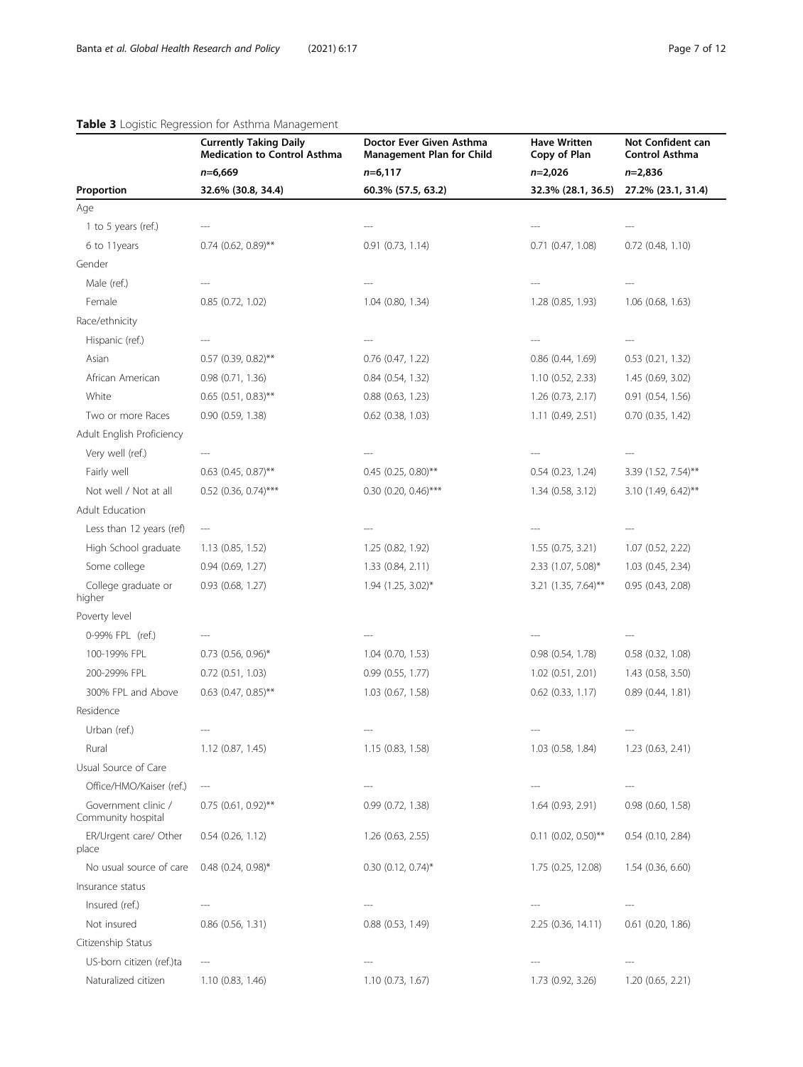**Table 3** Logistic Regression for Asthma Management

| | Currently Taking Daily Medication to Control Asthma | Doctor Ever Given Asthma Management Plan for Child | Have Written Copy of Plan | Not Confident can Control Asthma |
|---|---|---|---|---|
| | n=6,669 | n=6,117 | n=2,026 | n=2,836 |
| **Proportion** | **32.6% (30.8, 34.4)** | **60.3% (57.5, 63.2)** | **32.3% (28.1, 36.5)** | **27.2% (23.1, 31.4)** |
| Age | | | | |
| 1 to 5 years (ref.) | --- | --- | --- | --- |
| 6 to 11years | 0.74 (0.62, 0.89)** | 0.91 (0.73, 1.14) | 0.71 (0.47, 1.08) | 0.72 (0.48, 1.10) |
| Gender | | | | |
| Male (ref.) | --- | --- | --- | --- |
| Female | 0.85 (0.72, 1.02) | 1.04 (0.80, 1.34) | 1.28 (0.85, 1.93) | 1.06 (0.68, 1.63) |
| Race/ethnicity | | | | |
| Hispanic (ref.) | --- | --- | --- | --- |
| Asian | 0.57 (0.39, 0.82)** | 0.76 (0.47, 1.22) | 0.86 (0.44, 1.69) | 0.53 (0.21, 1.32) |
| African American | 0.98 (0.71, 1.36) | 0.84 (0.54, 1.32) | 1.10 (0.52, 2.33) | 1.45 (0.69, 3.02) |
| White | 0.65 (0.51, 0.83)** | 0.88 (0.63, 1.23) | 1.26 (0.73, 2.17) | 0.91 (0.54, 1.56) |
| Two or more Races | 0.90 (0.59, 1.38) | 0.62 (0.38, 1.03) | 1.11 (0.49, 2.51) | 0.70 (0.35, 1.42) |
| Adult English Proficiency | | | | |
| Very well (ref.) | --- | --- | --- | --- |
| Fairly well | 0.63 (0.45, 0.87)** | 0.45 (0.25, 0.80)** | 0.54 (0.23, 1.24) | 3.39 (1.52, 7.54)** |
| Not well / Not at all | 0.52 (0.36, 0.74)*** | 0.30 (0.20, 0.46)*** | 1.34 (0.58, 3.12) | 3.10 (1.49, 6.42)** |
| Adult Education | | | | |
| Less than 12 years (ref) | --- | --- | --- | --- |
| High School graduate | 1.13 (0.85, 1.52) | 1.25 (0.82, 1.92) | 1.55 (0.75, 3.21) | 1.07 (0.52, 2.22) |
| Some college | 0.94 (0.69, 1.27) | 1.33 (0.84, 2.11) | 2.33 (1.07, 5.08)* | 1.03 (0.45, 2.34) |
| College graduate or higher | 0.93 (0.68, 1.27) | 1.94 (1.25, 3.02)* | 3.21 (1.35, 7.64)** | 0.95 (0.43, 2.08) |
| Poverty level | | | | |
| 0-99% FPL (ref.) | --- | --- | --- | --- |
| 100-199% FPL | 0.73 (0.56, 0.96)* | 1.04 (0.70, 1.53) | 0.98 (0.54, 1.78) | 0.58 (0.32, 1.08) |
| 200-299% FPL | 0.72 (0.51, 1.03) | 0.99 (0.55, 1.77) | 1.02 (0.51, 2.01) | 1.43 (0.58, 3.50) |
| 300% FPL and Above | 0.63 (0.47, 0.85)** | 1.03 (0.67, 1.58) | 0.62 (0.33, 1.17) | 0.89 (0.44, 1.81) |
| Residence | | | | |
| Urban (ref.) | --- | --- | --- | --- |
| Rural | 1.12 (0.87, 1.45) | 1.15 (0.83, 1.58) | 1.03 (0.58, 1.84) | 1.23 (0.63, 2.41) |
| Usual Source of Care | | | | |
| Office/HMO/Kaiser (ref.) | --- | --- | --- | --- |
| Government clinic / Community hospital | 0.75 (0.61, 0.92)** | 0.99 (0.72, 1.38) | 1.64 (0.93, 2.91) | 0.98 (0.60, 1.58) |
| ER/Urgent care/ Other place | 0.54 (0.26, 1.12) | 1.26 (0.63, 2.55) | 0.11 (0.02, 0.50)** | 0.54 (0.10, 2.84) |
| No usual source of care | 0.48 (0.24, 0.98)* | 0.30 (0.12, 0.74)* | 1.75 (0.25, 12.08) | 1.54 (0.36, 6.60) |
| Insurance status | | | | |
| Insured (ref.) | --- | --- | --- | --- |
| Not insured | 0.86 (0.56, 1.31) | 0.88 (0.53, 1.49) | 2.25 (0.36, 14.11) | 0.61 (0.20, 1.86) |
| Citizenship Status | | | | |
| US-born citizen (ref.)ta | --- | --- | --- | --- |
| Naturalized citizen | 1.10 (0.83, 1.46) | 1.10 (0.73, 1.67) | 1.73 (0.92, 3.26) | 1.20 (0.65, 2.21) |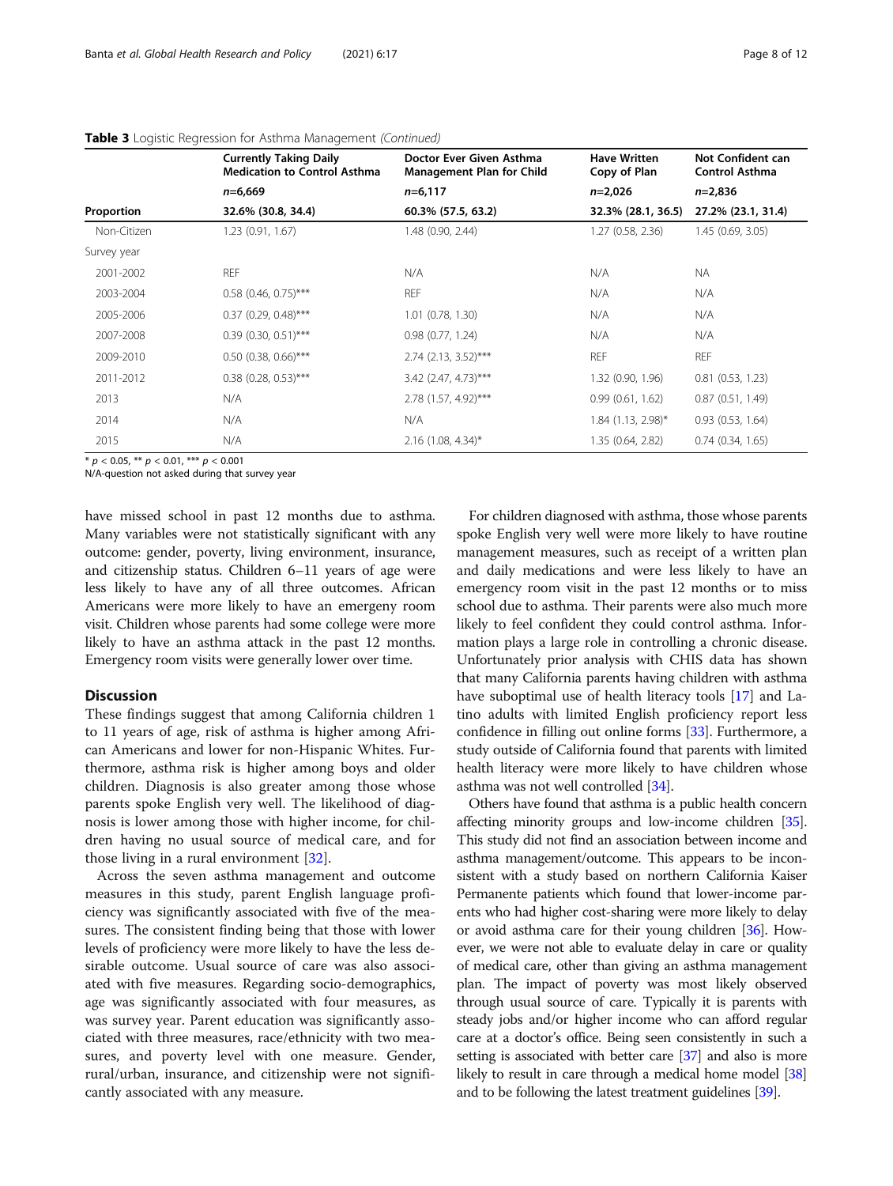**Table 3** Logistic Regression for Asthma Management *(Continued)*

| Proportion | Currently Taking Daily Medication to Control Asthma | Doctor Ever Given Asthma Management Plan for Child | Have Written Copy of Plan | Not Confident can Control Asthma |
|---|---|---|---|---|
| | $n$=6,669 | $n$=6,117 | $n$=2,026 | $n$=2,836 |
| | 32.6% (30.8, 34.4) | 60.3% (57.5, 63.2) | 32.3% (28.1, 36.5) | 27.2% (23.1, 31.4) |
| Non-Citizen | 1.23 (0.91, 1.67) | 1.48 (0.90, 2.44) | 1.27 (0.58, 2.36) | 1.45 (0.69, 3.05) |
| Survey year | | | | |
| 2001-2002 | REF | N/A | N/A | NA |
| 2003-2004 | 0.58 (0.46, 0.75)*** | REF | N/A | N/A |
| 2005-2006 | 0.37 (0.29, 0.48)*** | 1.01 (0.78, 1.30) | N/A | N/A |
| 2007-2008 | 0.39 (0.30, 0.51)*** | 0.98 (0.77, 1.24) | N/A | N/A |
| 2009-2010 | 0.50 (0.38, 0.66)*** | 2.74 (2.13, 3.52)*** | REF | REF |
| 2011-2012 | 0.38 (0.28, 0.53)*** | 3.42 (2.47, 4.73)*** | 1.32 (0.90, 1.96) | 0.81 (0.53, 1.23) |
| 2013 | N/A | 2.78 (1.57, 4.92)*** | 0.99 (0.61, 1.62) | 0.87 (0.51, 1.49) |
| 2014 | N/A | N/A | 1.84 (1.13, 2.98)* | 0.93 (0.53, 1.64) |
| 2015 | N/A | 2.16 (1.08, 4.34)* | 1.35 (0.64, 2.82) | 0.74 (0.34, 1.65) |

\* $p < 0.05$, ** $p < 0.01$, *** $p < 0.001$

N/A-question not asked during that survey year

have missed school in past 12 months due to asthma. Many variables were not statistically significant with any outcome: gender, poverty, living environment, insurance, and citizenship status. Children 6–11 years of age were less likely to have any of all three outcomes. African Americans were more likely to have an emergeny room visit. Children whose parents had some college were more likely to have an asthma attack in the past 12 months. Emergency room visits were generally lower over time.

## Discussion

These findings suggest that among California children 1 to 11 years of age, risk of asthma is higher among African Americans and lower for non-Hispanic Whites. Furthermore, asthma risk is higher among boys and older children. Diagnosis is also greater among those whose parents spoke English very well. The likelihood of diagnosis is lower among those with higher income, for children having no usual source of medical care, and for those living in a rural environment [32].

Across the seven asthma management and outcome measures in this study, parent English language proficiency was significantly associated with five of the measures. The consistent finding being that those with lower levels of proficiency were more likely to have the less desirable outcome. Usual source of care was also associated with five measures. Regarding socio-demographics, age was significantly associated with four measures, as was survey year. Parent education was significantly associated with three measures, race/ethnicity with two measures, and poverty level with one measure. Gender, rural/urban, insurance, and citizenship were not significantly associated with any measure.

For children diagnosed with asthma, those whose parents spoke English very well were more likely to have routine management measures, such as receipt of a written plan and daily medications and were less likely to have an emergency room visit in the past 12 months or to miss school due to asthma. Their parents were also much more likely to feel confident they could control asthma. Information plays a large role in controlling a chronic disease. Unfortunately prior analysis with CHIS data has shown that many California parents having children with asthma have suboptimal use of health literacy tools [17] and Latino adults with limited English proficiency report less confidence in filling out online forms [33]. Furthermore, a study outside of California found that parents with limited health literacy were more likely to have children whose asthma was not well controlled [34].

Others have found that asthma is a public health concern affecting minority groups and low-income children [35]. This study did not find an association between income and asthma management/outcome. This appears to be inconsistent with a study based on northern California Kaiser Permanente patients which found that lower-income parents who had higher cost-sharing were more likely to delay or avoid asthma care for their young children [36]. However, we were not able to evaluate delay in care or quality of medical care, other than giving an asthma management plan. The impact of poverty was most likely observed through usual source of care. Typically it is parents with steady jobs and/or higher income who can afford regular care at a doctor's office. Being seen consistently in such a setting is associated with better care [37] and also is more likely to result in care through a medical home model [38] and to be following the latest treatment guidelines [39].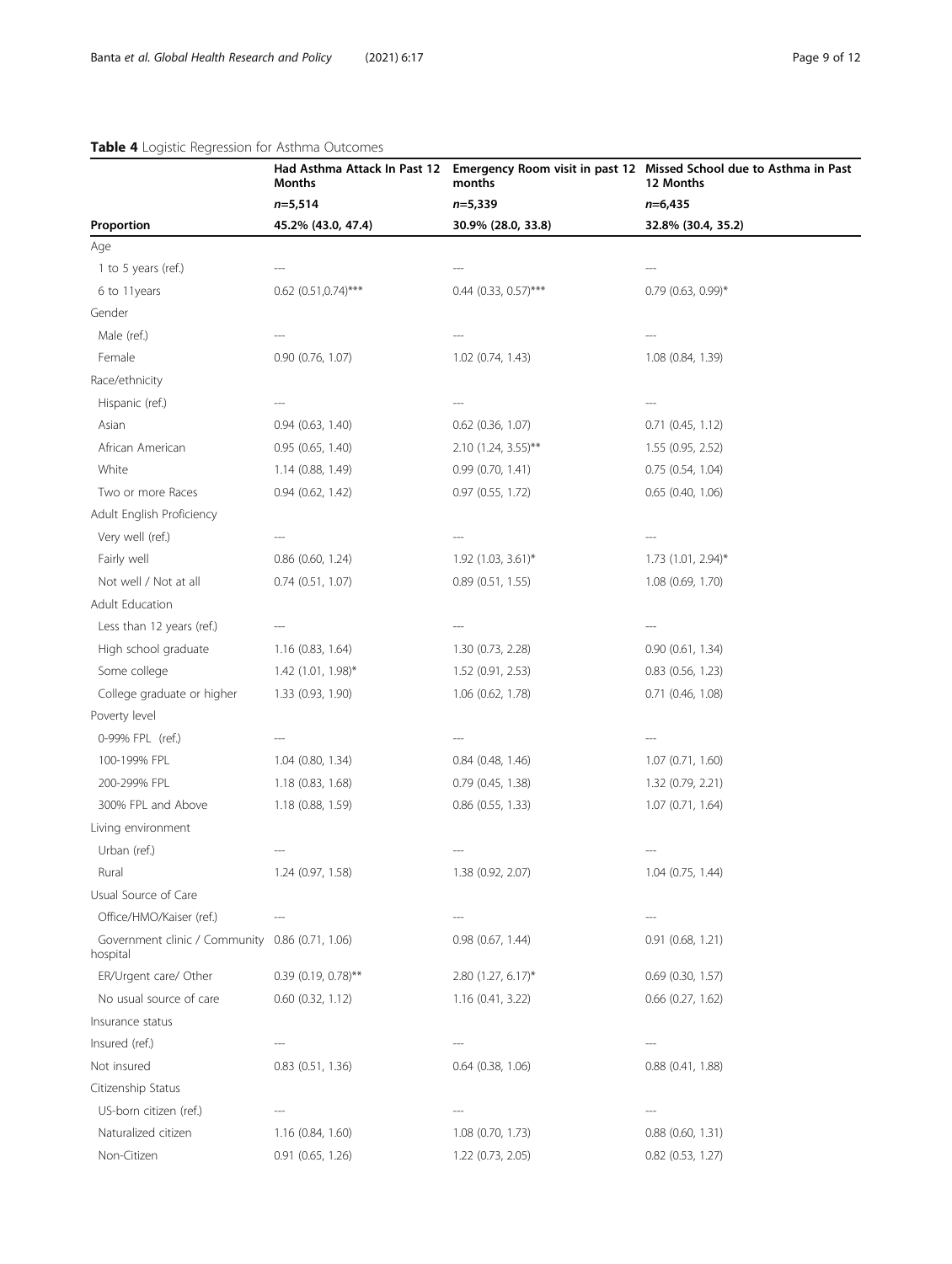**Table 4** Logistic Regression for Asthma Outcomes

| | Had Asthma Attack In Past 12 Months | Emergency Room visit in past 12 months | Missed School due to Asthma in Past 12 Months |
|---|---|---|---|
| | *n*=5,514 | *n*=5,339 | *n*=6,435 |
| **Proportion** | **45.2% (43.0, 47.4)** | **30.9% (28.0, 33.8)** | **32.8% (30.4, 35.2)** |
| Age | | | |
| 1 to 5 years (ref.) | --- | --- | --- |
| 6 to 11years | 0.62 (0.51,0.74)*** | 0.44 (0.33, 0.57)*** | 0.79 (0.63, 0.99)* |
| Gender | | | |
| Male (ref.) | --- | --- | --- |
| Female | 0.90 (0.76, 1.07) | 1.02 (0.74, 1.43) | 1.08 (0.84, 1.39) |
| Race/ethnicity | | | |
| Hispanic (ref.) | --- | --- | --- |
| Asian | 0.94 (0.63, 1.40) | 0.62 (0.36, 1.07) | 0.71 (0.45, 1.12) |
| African American | 0.95 (0.65, 1.40) | 2.10 (1.24, 3.55)** | 1.55 (0.95, 2.52) |
| White | 1.14 (0.88, 1.49) | 0.99 (0.70, 1.41) | 0.75 (0.54, 1.04) |
| Two or more Races | 0.94 (0.62, 1.42) | 0.97 (0.55, 1.72) | 0.65 (0.40, 1.06) |
| Adult English Proficiency | | | |
| Very well (ref.) | --- | --- | --- |
| Fairly well | 0.86 (0.60, 1.24) | 1.92 (1.03, 3.61)* | 1.73 (1.01, 2.94)* |
| Not well / Not at all | 0.74 (0.51, 1.07) | 0.89 (0.51, 1.55) | 1.08 (0.69, 1.70) |
| Adult Education | | | |
| Less than 12 years (ref.) | --- | --- | --- |
| High school graduate | 1.16 (0.83, 1.64) | 1.30 (0.73, 2.28) | 0.90 (0.61, 1.34) |
| Some college | 1.42 (1.01, 1.98)* | 1.52 (0.91, 2.53) | 0.83 (0.56, 1.23) |
| College graduate or higher | 1.33 (0.93, 1.90) | 1.06 (0.62, 1.78) | 0.71 (0.46, 1.08) |
| Poverty level | | | |
| 0-99% FPL (ref.) | --- | --- | --- |
| 100-199% FPL | 1.04 (0.80, 1.34) | 0.84 (0.48, 1.46) | 1.07 (0.71, 1.60) |
| 200-299% FPL | 1.18 (0.83, 1.68) | 0.79 (0.45, 1.38) | 1.32 (0.79, 2.21) |
| 300% FPL and Above | 1.18 (0.88, 1.59) | 0.86 (0.55, 1.33) | 1.07 (0.71, 1.64) |
| Living environment | | | |
| Urban (ref.) | --- | --- | --- |
| Rural | 1.24 (0.97, 1.58) | 1.38 (0.92, 2.07) | 1.04 (0.75, 1.44) |
| Usual Source of Care | | | |
| Office/HMO/Kaiser (ref.) | --- | --- | --- |
| Government clinic / Community hospital | 0.86 (0.71, 1.06) | 0.98 (0.67, 1.44) | 0.91 (0.68, 1.21) |
| ER/Urgent care/ Other | 0.39 (0.19, 0.78)** | 2.80 (1.27, 6.17)* | 0.69 (0.30, 1.57) |
| No usual source of care | 0.60 (0.32, 1.12) | 1.16 (0.41, 3.22) | 0.66 (0.27, 1.62) |
| Insurance status | | | |
| Insured (ref.) | --- | --- | --- |
| Not insured | 0.83 (0.51, 1.36) | 0.64 (0.38, 1.06) | 0.88 (0.41, 1.88) |
| Citizenship Status | | | |
| US-born citizen (ref.) | --- | --- | --- |
| Naturalized citizen | 1.16 (0.84, 1.60) | 1.08 (0.70, 1.73) | 0.88 (0.60, 1.31) |
| Non-Citizen | 0.91 (0.65, 1.26) | 1.22 (0.73, 2.05) | 0.82 (0.53, 1.27) |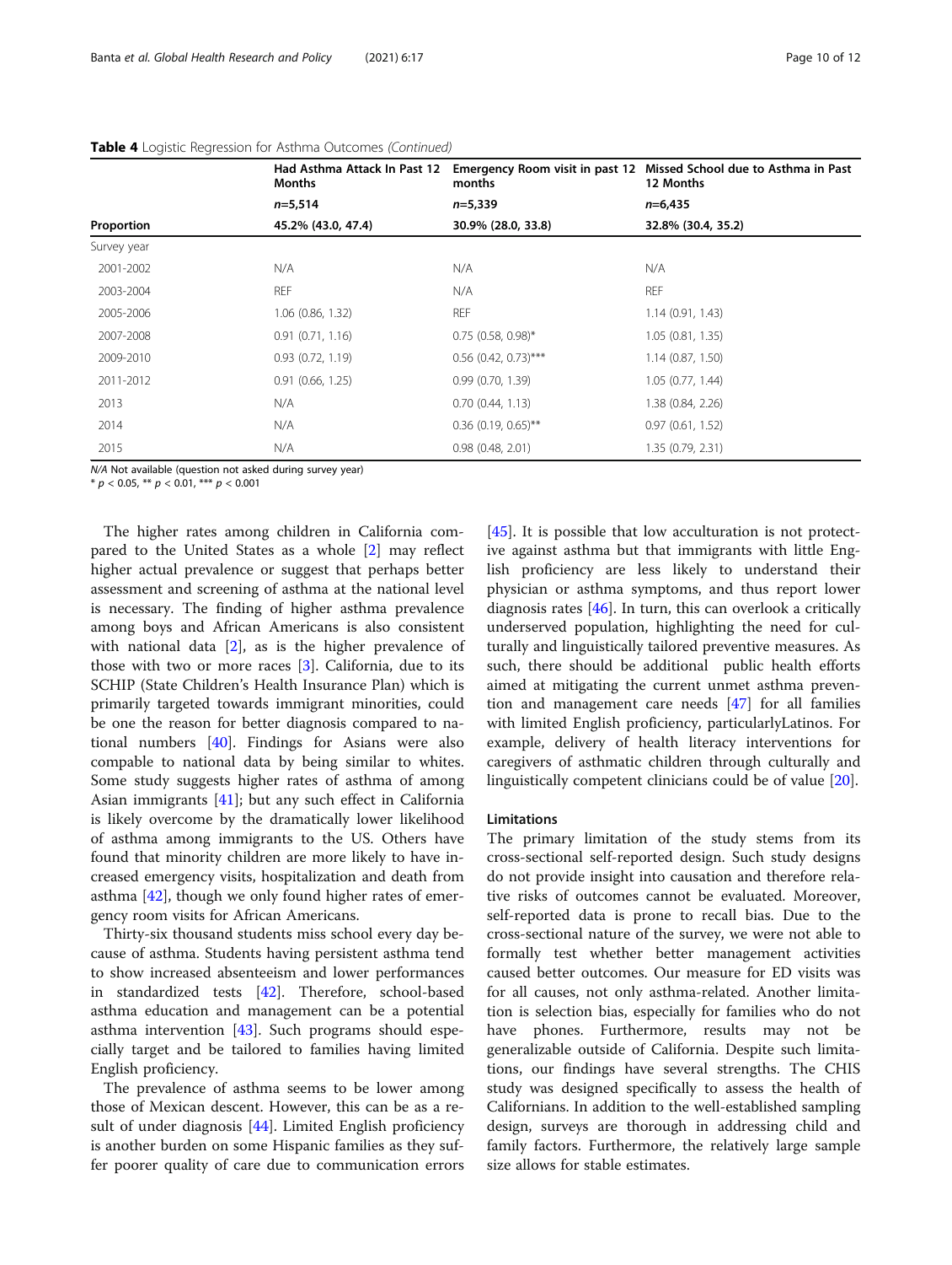**Table 4** Logistic Regression for Asthma Outcomes *(Continued)*

| | Had Asthma Attack In Past 12 Months | Emergency Room visit in past 12 months | Missed School due to Asthma in Past 12 Months |
|---|---|---|---|
| | n=5,514 | n=5,339 | n=6,435 |
| **Proportion** | **45.2% (43.0, 47.4)** | **30.9% (28.0, 33.8)** | **32.8% (30.4, 35.2)** |
| Survey year | | | |
| 2001-2002 | N/A | N/A | N/A |
| 2003-2004 | REF | N/A | REF |
| 2005-2006 | 1.06 (0.86, 1.32) | REF | 1.14 (0.91, 1.43) |
| 2007-2008 | 0.91 (0.71, 1.16) | 0.75 (0.58, 0.98)* | 1.05 (0.81, 1.35) |
| 2009-2010 | 0.93 (0.72, 1.19) | 0.56 (0.42, 0.73)*** | 1.14 (0.87, 1.50) |
| 2011-2012 | 0.91 (0.66, 1.25) | 0.99 (0.70, 1.39) | 1.05 (0.77, 1.44) |
| 2013 | N/A | 0.70 (0.44, 1.13) | 1.38 (0.84, 2.26) |
| 2014 | N/A | 0.36 (0.19, 0.65)** | 0.97 (0.61, 1.52) |
| 2015 | N/A | 0.98 (0.48, 2.01) | 1.35 (0.79, 2.31) |

*N/A* Not available (question not asked during survey year)
\* $p < 0.05$, \*\* $p < 0.01$, \*\*\* $p < 0.001$

The higher rates among children in California compared to the United States as a whole [2] may reflect higher actual prevalence or suggest that perhaps better assessment and screening of asthma at the national level is necessary. The finding of higher asthma prevalence among boys and African Americans is also consistent with national data [2], as is the higher prevalence of those with two or more races [3]. California, due to its SCHIP (State Children's Health Insurance Plan) which is primarily targeted towards immigrant minorities, could be one the reason for better diagnosis compared to national numbers [40]. Findings for Asians were also compable to national data by being similar to whites. Some study suggests higher rates of asthma of among Asian immigrants [41]; but any such effect in California is likely overcome by the dramatically lower likelihood of asthma among immigrants to the US. Others have found that minority children are more likely to have increased emergency visits, hospitalization and death from asthma [42], though we only found higher rates of emergency room visits for African Americans.

Thirty-six thousand students miss school every day because of asthma. Students having persistent asthma tend to show increased absenteeism and lower performances in standardized tests [42]. Therefore, school-based asthma education and management can be a potential asthma intervention [43]. Such programs should especially target and be tailored to families having limited English proficiency.

The prevalence of asthma seems to be lower among those of Mexican descent. However, this can be as a result of under diagnosis [44]. Limited English proficiency is another burden on some Hispanic families as they suffer poorer quality of care due to communication errors [45]. It is possible that low acculturation is not protective against asthma but that immigrants with little English proficiency are less likely to understand their physician or asthma symptoms, and thus report lower diagnosis rates [46]. In turn, this can overlook a critically underserved population, highlighting the need for culturally and linguistically tailored preventive measures. As such, there should be additional public health efforts aimed at mitigating the current unmet asthma prevention and management care needs [47] for all families with limited English proficiency, particularlyLatinos. For example, delivery of health literacy interventions for caregivers of asthmatic children through culturally and linguistically competent clinicians could be of value [20].

### Limitations

The primary limitation of the study stems from its cross-sectional self-reported design. Such study designs do not provide insight into causation and therefore relative risks of outcomes cannot be evaluated. Moreover, self-reported data is prone to recall bias. Due to the cross-sectional nature of the survey, we were not able to formally test whether better management activities caused better outcomes. Our measure for ED visits was for all causes, not only asthma-related. Another limitation is selection bias, especially for families who do not have phones. Furthermore, results may not be generalizable outside of California. Despite such limitations, our findings have several strengths. The CHIS study was designed specifically to assess the health of Californians. In addition to the well-established sampling design, surveys are thorough in addressing child and family factors. Furthermore, the relatively large sample size allows for stable estimates.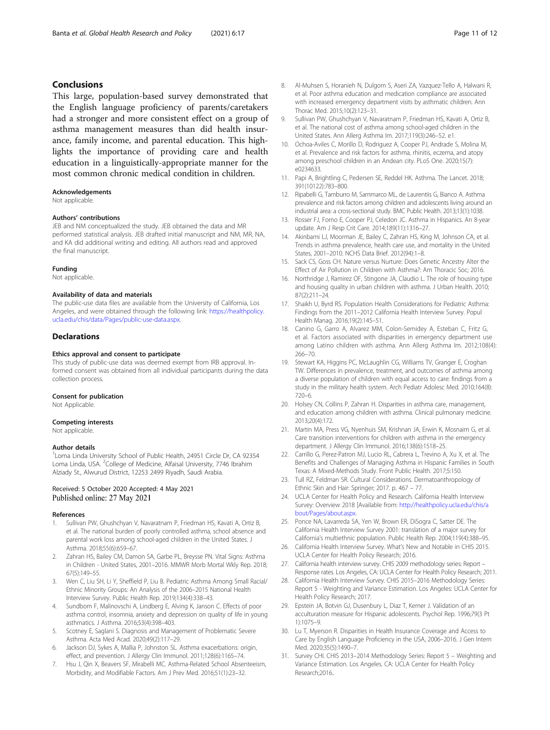## Conclusions

This large, population-based survey demonstrated that the English language proficiency of parents/caretakers had a stronger and more consistent effect on a group of asthma management measures than did health insurance, family income, and parental education. This highlights the importance of providing care and health education in a linguistically-appropriate manner for the most common chronic medical condition in children.

### Acknowledgements

Not applicable.

### Authors' contributions

JEB and NM conceptualized the study. JEB obtained the data and MR performed statistical analysis. JEB drafted initial manuscript and NM, MR, NA, and KA did additional writing and editing. All authors read and approved the final manuscript.

### Funding

Not applicable.

### Availability of data and materials

The public-use data files are available from the University of California, Los Angeles, and were obtained through the following link: https://healthpolicy.ucla.edu/chis/data/Pages/public-use-data.aspx.

## Declarations

### Ethics approval and consent to participate

This study of public-use data was deemed exempt from IRB approval. Informed consent was obtained from all individual participants during the data collection process.

### Consent for publication

Not Applicable.

### Competing interests

Not applicable.

### Author details

[1]Loma Linda University School of Public Health, 24951 Circle Dr, CA 92354 Loma Linda, USA. [2]College of Medicine, Alfaisal University, 7746 Ibrahim Alziady St., Alwurud District, 12253 2499 Riyadh, Saudi Arabia.

Received: 5 October 2020 Accepted: 4 May 2021
Published online: 27 May 2021

### References

1. Sullivan PW, Ghushchyan V, Navaratnam P, Friedman HS, Kavati A, Ortiz B, et al. The national burden of poorly controlled asthma, school absence and parental work loss among school-aged children in the United States. J Asthma. 2018;55(6):659–67.
2. Zahran HS, Bailey CM, Damon SA, Garbe PL, Breysse PN. Vital Signs: Asthma in Children - United States, 2001–2016. MMWR Morb Mortal Wkly Rep. 2018; 67(5):149–55.
3. Wen C, Liu SH, Li Y, Sheffield P, Liu B. Pediatric Asthma Among Small Racial/ Ethnic Minority Groups: An Analysis of the 2006–2015 National Health Interview Survey. Public Health Rep. 2019;134(4):338–43.
4. Sundbom F, Malinovschi A, Lindberg E, Alving K, Janson C. Effects of poor asthma control, insomnia, anxiety and depression on quality of life in young asthmatics. J Asthma. 2016;53(4):398–403.
5. Scotney E, Saglani S. Diagnosis and Management of Problematic Severe Asthma. Acta Med Acad. 2020;49(2):117–29.
6. Jackson DJ, Sykes A, Mallia P, Johnston SL. Asthma exacerbations: origin, effect, and prevention. J Allergy Clin Immunol. 2011;128(6):1165–74.
7. Hsu J, Qin X, Beavers SF, Mirabelli MC. Asthma-Related School Absenteeism, Morbidity, and Modifiable Factors. Am J Prev Med. 2016;51(1):23–32.
8. Al-Muhsen S, Horanieh N, Dulgom S, Aseri ZA, Vazquez-Tello A, Halwani R, et al. Poor asthma education and medication compliance are associated with increased emergency department visits by asthmatic children. Ann Thorac Med. 2015;10(2):123–31.
9. Sullivan PW, Ghushchyan V, Navaratnam P, Friedman HS, Kavati A, Ortiz B, et al. The national cost of asthma among school-aged children in the United States. Ann Allerg Asthma Im. 2017;119(3):246–52. e1.
10. Ochoa-Aviles C, Morillo D, Rodriguez A, Cooper PJ, Andrade S, Molina M, et al. Prevalence and risk factors for asthma, rhinitis, eczema, and atopy among preschool children in an Andean city. PLoS One. 2020;15(7): e0234633.
11. Papi A, Brightling C, Pedersen SE, Reddel HK. Asthma. The Lancet. 2018; 391(10122):783–800.
12. Ripabelli G, Tamburro M, Sammarco ML, de Laurentiis G, Bianco A. Asthma prevalence and risk factors among children and adolescents living around an industrial area: a cross-sectional study. BMC Public Health. 2013;13(1):1038.
13. Rosser FJ, Forno E, Cooper PJ, Celedon JC. Asthma in Hispanics. An 8-year update. Am J Resp Crit Care. 2014;189(11):1316–27.
14. Akinbami LJ, Moorman JE, Bailey C, Zahran HS, King M, Johnson CA, et al. Trends in asthma prevalence, health care use, and mortality in the United States, 2001–2010. NCHS Data Brief. 2012(94):1–8.
15. Sack CS, Goss CH. Nature versus Nurture: Does Genetic Ancestry Alter the Effect of Air Pollution in Children with Asthma?: Am Thoracic Soc; 2016.
16. Northridge J, Ramirez OF, Stingone JA, Claudio L. The role of housing type and housing quality in urban children with asthma. J Urban Health. 2010; 87(2):211–24.
17. Shaikh U, Byrd RS. Population Health Considerations for Pediatric Asthma: Findings from the 2011–2012 California Health Interview Survey. Popul Health Manag. 2016;19(2):145–51.
18. Canino G, Garro A, Alvarez MM, Colon-Semidey A, Esteban C, Fritz G, et al. Factors associated with disparities in emergency department use among Latino children with asthma. Ann Allerg Asthma Im. 2012;108(4): 266–70.
19. Stewart KA, Higgins PC, McLaughlin CG, Williams TV, Granger E, Croghan TW. Differences in prevalence, treatment, and outcomes of asthma among a diverse population of children with equal access to care: findings from a study in the military health system. Arch Pediatr Adolesc Med. 2010;164(8): 720–6.
20. Holsey CN, Collins P, Zahran H. Disparities in asthma care, management, and education among children with asthma. Clinical pulmonary medicine. 2013;20(4):172.
21. Martin MA, Press VG, Nyenhuis SM, Krishnan JA, Erwin K, Mosnaim G, et al. Care transition interventions for children with asthma in the emergency department. J Allergy Clin Immunol. 2016;138(6):1518–25.
22. Carrillo G, Perez-Patron MJ, Lucio RL, Cabrera L, Trevino A, Xu X, et al. The Benefits and Challenges of Managing Asthma in Hispanic Families in South Texas: A Mixed-Methods Study. Front Public Health. 2017;5:150.
23. Tull RZ, Feldman SR. Cultural Considerations. Dermatoanthropology of Ethnic Skin and Hair: Springer; 2017. p. 467 – 77.
24. UCLA Center for Health Policy and Research. California Health Interview Survey: Overview 2018 [Available from: http://healthpolicy.ucla.edu/chis/about/Pages/about.aspx.
25. Ponce NA, Lavarreda SA, Yen W, Brown ER, DiSogra C, Satter DE. The California Health Interview Survey 2001: translation of a major survey for California's multiethnic population. Public Health Rep. 2004;119(4):388–95.
26. California Health Interview Survey. What's New and Notable in CHIS 2015. UCLA Center for Health Policy Research; 2016.
27. California health interview survey. CHIS 2009 methodology series: Report – Response rates. Los Angeles, CA: UCLA Center for Health Policy Research; 2011.
28. California Health Interview Survey. CHIS 2015–2016 Methodology Series: Report 5 - Weighting and Variance Estimation. Los Angeles: UCLA Center for Health Policy Research; 2017.
29. Epstein JA, Botvin GJ, Dusenbury L, Diaz T, Kerner J. Validation of an acculturation measure for Hispanic adolescents. Psychol Rep. 1996;79(3 Pt 1):1075–9.
30. Lu T, Myerson R. Disparities in Health Insurance Coverage and Access to Care by English Language Proficiency in the USA, 2006–2016. J Gen Intern Med. 2020;35(5):1490–7.
31. Survey CHI. CHIS 2013–2014 Methodology Series: Report 5 – Weighting and Variance Estimation. Los Angeles. CA: UCLA Center for Health Policy Research;2016..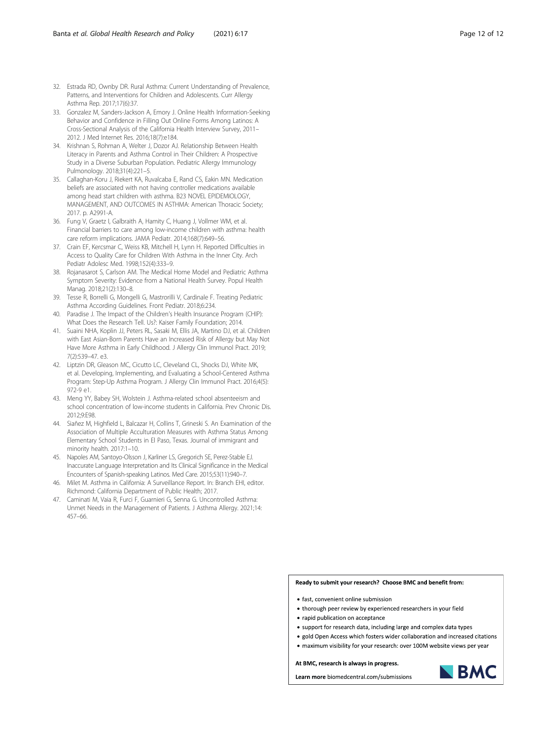32. Estrada RD, Ownby DR. Rural Asthma: Current Understanding of Prevalence, Patterns, and Interventions for Children and Adolescents. Curr Allergy Asthma Rep. 2017;17(6):37.
33. Gonzalez M, Sanders-Jackson A, Emory J. Online Health Information-Seeking Behavior and Confidence in Filling Out Online Forms Among Latinos: A Cross-Sectional Analysis of the California Health Interview Survey, 2011–2012. J Med Internet Res. 2016;18(7):e184.
34. Krishnan S, Rohman A, Welter J, Dozor AJ. Relationship Between Health Literacy in Parents and Asthma Control in Their Children: A Prospective Study in a Diverse Suburban Population. Pediatric Allergy Immunology Pulmonology. 2018;31(4):221–5.
35. Callaghan-Koru J, Riekert KA, Ruvalcaba E, Rand CS, Eakin MN. Medication beliefs are associated with not having controller medications available among head start children with asthma. B23 NOVEL EPIDEMIOLOGY, MANAGEMENT, AND OUTCOMES IN ASTHMA: American Thoracic Society; 2017. p. A2991-A.
36. Fung V, Graetz I, Galbraith A, Hamity C, Huang J, Vollmer WM, et al. Financial barriers to care among low-income children with asthma: health care reform implications. JAMA Pediatr. 2014;168(7):649–56.
37. Crain EF, Kercsmar C, Weiss KB, Mitchell H, Lynn H. Reported Difficulties in Access to Quality Care for Children With Asthma in the Inner City. Arch Pediatr Adolesc Med. 1998;152(4):333–9.
38. Rojanasarot S, Carlson AM. The Medical Home Model and Pediatric Asthma Symptom Severity: Evidence from a National Health Survey. Popul Health Manag. 2018;21(2):130–8.
39. Tesse R, Borrelli G, Mongelli G, Mastrorilli V, Cardinale F. Treating Pediatric Asthma According Guidelines. Front Pediatr. 2018;6:234.
40. Paradise J. The Impact of the Children's Health Insurance Program (CHIP): What Does the Research Tell. Us?: Kaiser Family Foundation; 2014.
41. Suaini NHA, Koplin JJ, Peters RL, Sasaki M, Ellis JA, Martino DJ, et al. Children with East Asian-Born Parents Have an Increased Risk of Allergy but May Not Have More Asthma in Early Childhood. J Allergy Clin Immunol Pract. 2019; 7(2):539–47. e3.
42. Liptzin DR, Gleason MC, Cicutto LC, Cleveland CL, Shocks DJ, White MK, et al. Developing, Implementing, and Evaluating a School-Centered Asthma Program: Step-Up Asthma Program. J Allergy Clin Immunol Pract. 2016;4(5): 972-9 e1.
43. Meng YY, Babey SH, Wolstein J. Asthma-related school absenteeism and school concentration of low-income students in California. Prev Chronic Dis. 2012;9:E98.
44. Siañez M, Highfield L, Balcazar H, Collins T, Grineski S. An Examination of the Association of Multiple Acculturation Measures with Asthma Status Among Elementary School Students in El Paso, Texas. Journal of immigrant and minority health. 2017:1–10.
45. Napoles AM, Santoyo-Olsson J, Karliner LS, Gregorich SE, Perez-Stable EJ. Inaccurate Language Interpretation and Its Clinical Significance in the Medical Encounters of Spanish-speaking Latinos. Med Care. 2015;53(11):940–7.
46. Milet M. Asthma in California: A Surveillance Report. In: Branch EHI, editor. Richmond: California Department of Public Health; 2017.
47. Caminati M, Vaia R, Furci F, Guarnieri G, Senna G. Uncontrolled Asthma: Unmet Needs in the Management of Patients. J Asthma Allergy. 2021;14: 457–66.

**Ready to submit your research? Choose BMC and benefit from:**

- fast, convenient online submission
- thorough peer review by experienced researchers in your field
- rapid publication on acceptance
- support for research data, including large and complex data types
- gold Open Access which fosters wider collaboration and increased citations
- maximum visibility for your research: over 100M website views per year

**At BMC, research is always in progress.**

**Learn more** biomedcentral.com/submissions

BMC